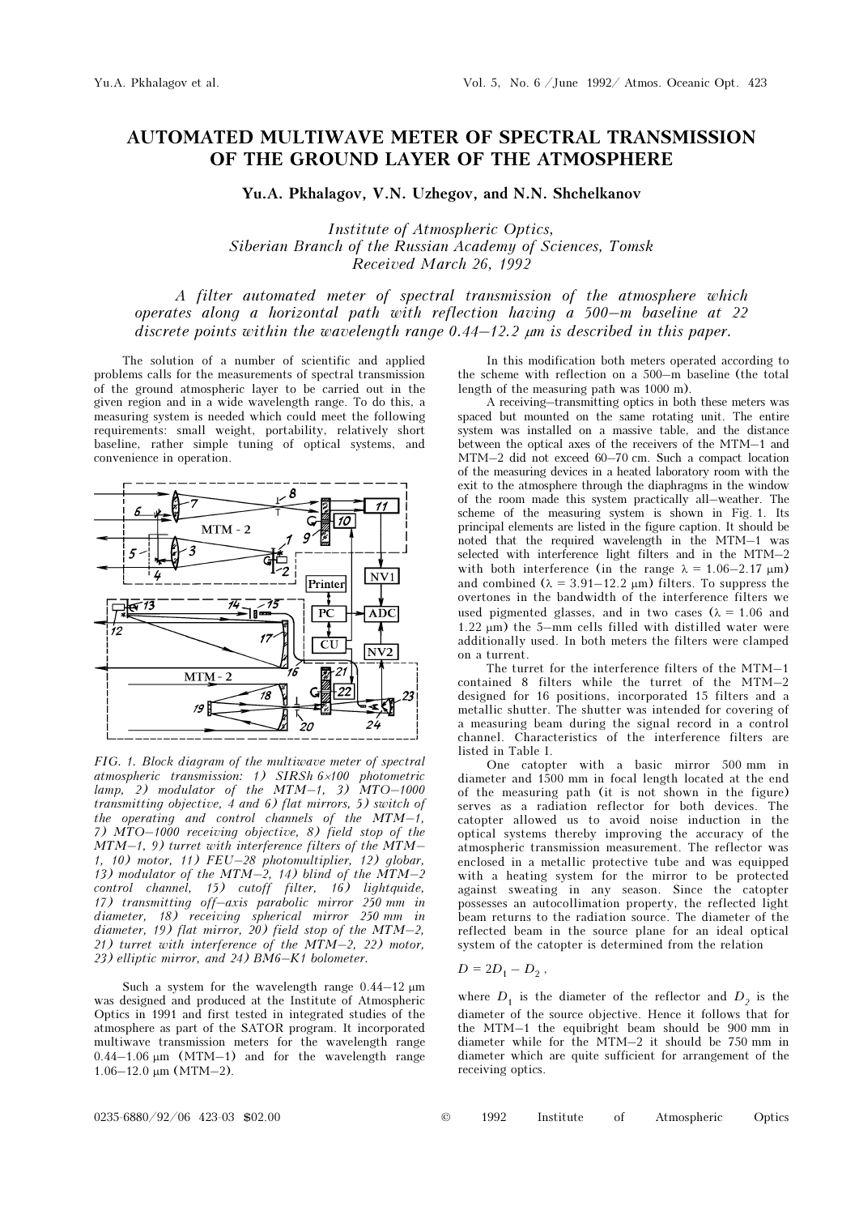# AUTOMATED MULTIWAVE METER OF SPECTRAL TRANSMISSION OF THE GROUND LAYER OF THE ATMOSPHERE

**Yu.A. Pkhalagov, V.N. Uzhegov, and N.N. Shchelkanov**

*Institute of Atmospheric Optics, Siberian Branch of the Russian Academy of Sciences, Tomsk*
*Received March 26, 1992*

*A filter automated meter of spectral transmission of the atmosphere which operates along a horizontal path with reflection having a 500–m baseline at 22 discrete points within the wavelength range 0.44–12.2 μm is described in this paper.*

The solution of a number of scientific and applied problems calls for the measurements of spectral transmission of the ground atmospheric layer to be carried out in the given region and in a wide wavelength range. To do this, a measuring system is needed which could meet the following requirements: small weight, portability, relatively short baseline, rather simple tuning of optical systems, and convenience in operation.

FIG. 1. *Block diagram of the multiwave meter of spectral atmospheric transmission: 1) SIRSh 6×100 photometric lamp, 2) modulator of the MTM–1, 3) MTO–1000 transmitting objective, 4 and 6) flat mirrors, 5) switch of the operating and control channels of the MTM–1, 7) MTO–1000 receiving objective, 8) field stop of the MTM–1, 9) turret with interference filters of the MTM–1, 10) motor, 11) FEU–28 photomultiplier, 12) globar, 13) modulator of the MTM–2, 14) blind of the MTM–2 control channel, 15) cutoff filter, 16) lightguide, 17) transmitting off–axis parabolic mirror 250 mm in diameter, 18) receiving spherical mirror 250 mm in diameter, 19) flat mirror, 20) field stop of the MTM–2, 21) turret with interference of the MTM–2, 22) motor, 23) elliptic mirror, and 24) BM6–K1 bolometer.*

Such a system for the wavelength range 0.44–12 μm was designed and produced at the Institute of Atmospheric Optics in 1991 and first tested in integrated studies of the atmosphere as part of the SATOR program. It incorporated multiwave transmission meters for the wavelength range 0.44–1.06 μm (MTM–1) and for the wavelength range 1.06–12.0 μm (MTM–2).

In this modification both meters operated according to the scheme with reflection on a 500–m baseline (the total length of the measuring path was 1000 m).

A receiving–transmitting optics in both these meters was spaced but mounted on the same rotating unit. The entire system was installed on a massive table, and the distance between the optical axes of the receivers of the MTM–1 and MTM–2 did not exceed 60–70 cm. Such a compact location of the measuring devices in a heated laboratory room with the exit to the atmosphere through the diaphragms in the window of the room made this system practically all–weather. The scheme of the measuring system is shown in Fig. 1. Its principal elements are listed in the figure caption. It should be noted that the required wavelength in the MTM–1 was selected with interference light filters and in the MTM–2 with both interference (in the range $\lambda$ = 1.06–2.17 μm) and combined ($\lambda$ = 3.91–12.2 μm) filters. To suppress the overtones in the bandwidth of the interference filters we used pigmented glasses, and in two cases ($\lambda$ = 1.06 and 1.22 μm) the 5–mm cells filled with distilled water were additionally used. In both meters the filters were clamped on a turrent.

The turret for the interference filters of the MTM–1 contained 8 filters while the turret of the MTM–2 designed for 16 positions, incorporated 15 filters and a metallic shutter. The shutter was intended for covering of a measuring beam during the signal record in a control channel. Characteristics of the interference filters are listed in Table I.

One catopter with a basic mirror 500 mm in diameter and 1500 mm in focal length located at the end of the measuring path (it is not shown in the figure) serves as a radiation reflector for both devices. The catopter allowed us to avoid noise induction in the optical systems thereby improving the accuracy of the atmospheric transmission measurement. The reflector was enclosed in a metallic protective tube and was equipped with a heating system for the mirror to be protected against sweating in any season. Since the catopter possesses an autocollimation property, the reflected light beam returns to the radiation source. The diameter of the reflected beam in the source plane for an ideal optical system of the catopter is determined from the relation

$$D = 2D_1 - D_2 ,$$

where $D_1$ is the diameter of the reflector and $D_2$ is the diameter of the source objective. Hence it follows that for the MTM–1 the equibright beam should be 900 mm in diameter while for the MTM–2 it should be 750 mm in diameter which are quite sufficient for arrangement of the receiving optics.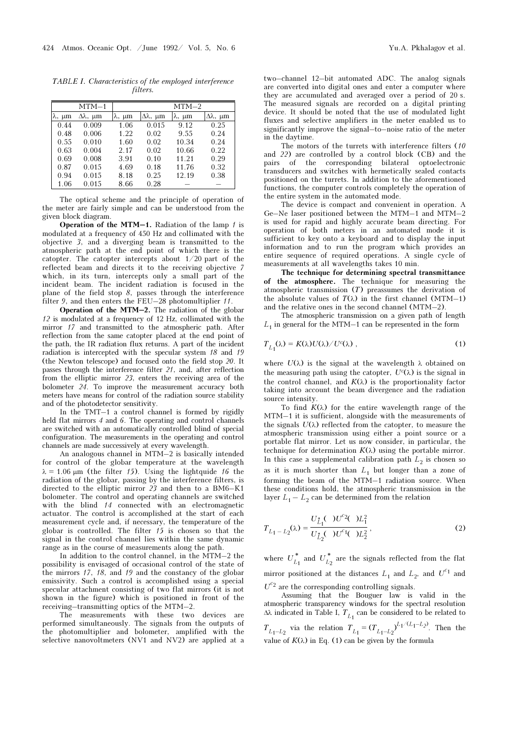TABLE I. *Characteristics of the employed interference filters.*

| MTM–1 | | MTM–2 | | | |
|---|---|---|---|---|---|
| λ, μm | Δλ, μm | λ, μm | Δλ, μm | λ, μm | Δλ, μm |
| 0.44 | 0.009 | 1.06 | 0.015 | 9.12 | 0.25 |
| 0.48 | 0.006 | 1.22 | 0.02 | 9.55 | 0.24 |
| 0.55 | 0.010 | 1.60 | 0.02 | 10.34 | 0.24 |
| 0.63 | 0.004 | 2.17 | 0.02 | 10.66 | 0.22 |
| 0.69 | 0.008 | 3.91 | 0.10 | 11.21 | 0.29 |
| 0.87 | 0.015 | 4.69 | 0.18 | 11.76 | 0.32 |
| 0.94 | 0.015 | 8.18 | 0.25 | 12.19 | 0.38 |
| 1.06 | 0.015 | 8.66 | 0.28 | – | – |

The optical scheme and the principle of operation of the meter are fairly simple and can be understood from the given block diagram.

**Operation of the MTM–1.** Radiation of the lamp *1* is modulated at a frequency of 450 Hz and collimated with the objective *3*, and a diverging beam is transmitted to the atmospheric path at the end point of which there is the catopter. The catopter intercepts about 1/20 part of the reflected beam and directs it to the receiving objective *7* which, in its turn, intercepts only a small part of the incident beam. The incident radiation is focused in the plane of the field stop *8*, passes through the interference filter *9*, and then enters the FEU–28 photomultiplier *11*.

**Operation of the MTM–2.** The radiation of the globar *12* is modulated at a frequency of 12 Hz, collimated with the mirror *17* and transmitted to the atmospheric path. After reflection from the same catopter placed at the end point of the path, the IR radiation flux returns. A part of the incident radiation is intercepted with the specular system *18* and *19* (the Newton telescope) and focused onto the field stop *20*. It passes through the interference filter *21*, and, after reflection from the elliptic mirror *23*, enters the receiving area of the bolometer *24*. To improve the measurement accuracy both meters have means for control of the radiation source stability and of the photodetector sensitivity.

In the TMT–1 a control channel is formed by rigidly held flat mirrors *4* and *6*. The operating and control channels are switched with an automatically controlled blind of special configuration. The measurements in the operating and control channels are made successively at every wavelength.

An analogous channel in MTM–2 is basically intended for control of the globar temperature at the wavelength $\lambda = 1.06$ μm (the filter *15*). Using the lightquide *16* the radiation of the globar, passing by the interference filters, is directed to the elliptic mirror *23* and then to a BM6–K1 bolometer. The control and operating channels are switched with the blind *14* connected with an electromagnetic actuator. The control is accomplished at the start of each measurement cycle and, if necessary, the temperature of the globar is controlled. The filter *15* is chosen so that the signal in the control channel lies within the same dynamic range as in the course of measurements along the path.

In addition to the control channel, in the MTM–2 the possibility is envisaged of occasional control of the state of the mirrors *17*, *18*, and *19* and the constancy of the globar emissivity. Such a control is accomplished using a special specular attachment consisting of two flat mirrors (it is not shown in the figure) which is positioned in front of the receiving–transmitting optics of the MTM–2.

The measurements with these two devices are performed simultaneously. The signals from the outputs of the photomultiplier and bolometer, amplified with the selective nanovoltmeters (NV1 and NV2) are applied at a two–channel 12–bit automated ADC. The analog signals are converted into digital ones and enter a computer where they are accumulated and averaged over a period of 20 s. The measured signals are recorded on a digital printing device. It should be noted that the use of modulated light fluxes and selective amplifiers in the meter enabled us to significantly improve the signal–to–noise ratio of the meter in the daytime.

The motors of the turrets with interference filters (*10* and *22*) are controlled by a control block (CB) and the pairs of the corresponding bilateral optoelectronic transducers and switches with hermetically sealed contacts positioned on the turrets. In addition to the aforementioned functions, the computer controls completely the operation of the entire system in the automated mode.

The device is compact and convenient in operation. A Ge–Ne laser positioned between the MTM–1 and MTM–2 is used for rapid and highly accurate beam directing. For operation of both meters in an automated mode it is sufficient to key onto a keyboard and to display the input information and to run the program which provides an entire sequence of required operations. A single cycle of measurements at all wavelengths takes 10 min.

**The technique for determining spectral transmittance of the atmosphere.** The technique for measuring the atmospheric transmission ($T$) preassumes the derivation of the absolute values of $T(\lambda)$ in the first channel (MTM–1) and the relative ones in the second channel (MTM–2).

The atmospheric transmission on a given path of length $L_1$ in general for the MTM–1 can be represented in the form

$$T_{L_1}(\lambda) = K(\lambda)U(\lambda)/U^c(\lambda) \,, \tag{1}$$

where $U(\lambda)$ is the signal at the wavelength $\lambda$ obtained on the measuring path using the catopter, $U^c(\lambda)$ is the signal in the control channel, and $K(\lambda)$ is the proportionality factor taking into account the beam divergence and the radiation source intensity.

To find $K(\lambda)$ for the entire wavelength range of the MTM–1 it is sufficient, alongside with the measurements of the signals $U(\lambda)$ reflected from the catopter, to measure the atmospheric transmission using either a point source or a portable flat mirror. Let us now consider, in particular, the technique for determination $K(\lambda)$ using the portable mirror. In this case a supplemental calibration path $L_2$ is chosen so as it is much shorter than $L_1$ but longer than a zone of forming the beam of the MTM–1 radiation source. When these conditions hold, the atmospheric transmission in the layer $L_1 - L_2$ can be determined from the relation

$$T_{L_1 - L_2}(\lambda) = \frac{U^*_{L_1}(\ \ )U^{c2}(\ \ )L_1^2}{U^*_{L_2}(\ \ )U^{c1}(\ \ )L_2^2} \,, \tag{2}$$

where $U^*_{L_1}$ and $U^*_{L_2}$ are the signals reflected from the flat mirror positioned at the distances $L_1$ and $L_2$, and $U^{c1}$ and $U^{c2}$ are the corresponding controlling signals.

Assuming that the Bouguer law is valid in the atmospheric transparency windows for the spectral resolution $\Delta\lambda$ indicated in Table I, $T_{L_1}$ can be considered to be related to $T_{L_1 - L_2}$ via the relation $T_{L_1} = (T_{L_1 - L_2})^{L_1/(L_1 - L_2)}$. Then the value of $K(\lambda)$ in Eq. (1) can be given by the formula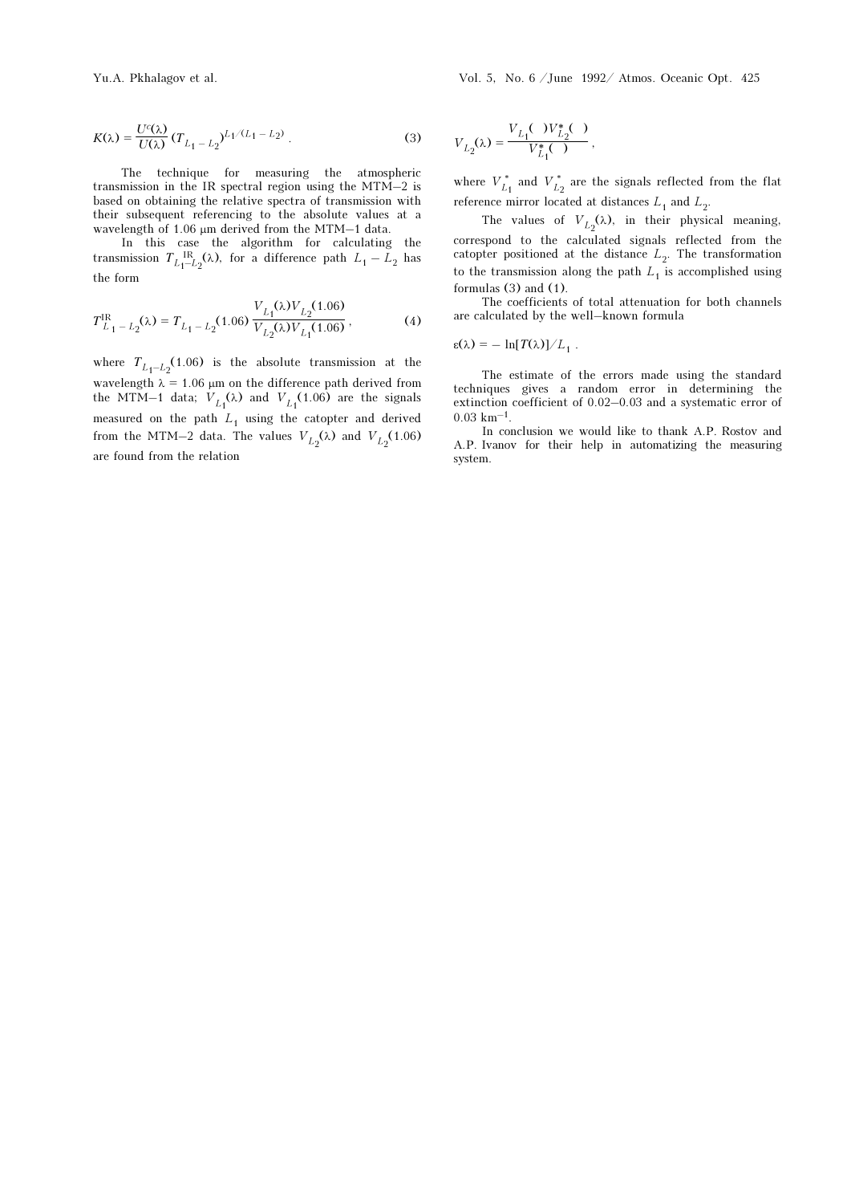$$K(\lambda) = \frac{U^c(\lambda)}{U(\lambda)} \left(T_{L_1 - L_2}\right)^{L_1/(L_1 - L_2)} . \quad (3)$$

The technique for measuring the atmospheric transmission in the IR spectral region using the MTM–2 is based on obtaining the relative spectra of transmission with their subsequent referencing to the absolute values at a wavelength of 1.06 μm derived from the MTM–1 data.

In this case the algorithm for calculating the transmission $T^{\rm IR}_{L_1-L_2}(\lambda)$, for a difference path $L_1 - L_2$ has the form

$$T^{\rm IR}_{L_1 - L_2}(\lambda) = T_{L_1 - L_2}(1.06) \frac{V_{L_1}(\lambda) V_{L_2}(1.06)}{V_{L_2}(\lambda) V_{L_1}(1.06)} , \quad (4)$$

where $T_{L_1-L_2}(1.06)$ is the absolute transmission at the wavelength $\lambda = 1.06$ μm on the difference path derived from the MTM–1 data; $V_{L_1}(\lambda)$ and $V_{L_1}(1.06)$ are the signals measured on the path $L_1$ using the catopter and derived from the MTM–2 data. The values $V_{L_2}(\lambda)$ and $V_{L_2}(1.06)$ are found from the relation

$$V_{L_2}(\lambda) = \frac{V_{L_1}(\ )V^*_{L_2}(\ )}{V^*_{L_1}(\ )} ,$$

where $V^*_{L_1}$ and $V^*_{L_2}$ are the signals reflected from the flat reference mirror located at distances $L_1$ and $L_2$.

The values of $V_{L_2}(\lambda)$, in their physical meaning, correspond to the calculated signals reflected from the catopter positioned at the distance $L_2$. The transformation to the transmission along the path $L_1$ is accomplished using formulas (3) and (1).

The coefficients of total attenuation for both channels are calculated by the well–known formula

$$\varepsilon(\lambda) = -\ln[T(\lambda)]/L_1 .$$

The estimate of the errors made using the standard techniques gives a random error in determining the extinction coefficient of 0.02–0.03 and a systematic error of 0.03 km$^{-1}$.

In conclusion we would like to thank A.P. Rostov and A.P. Ivanov for their help in automatizing the measuring system.